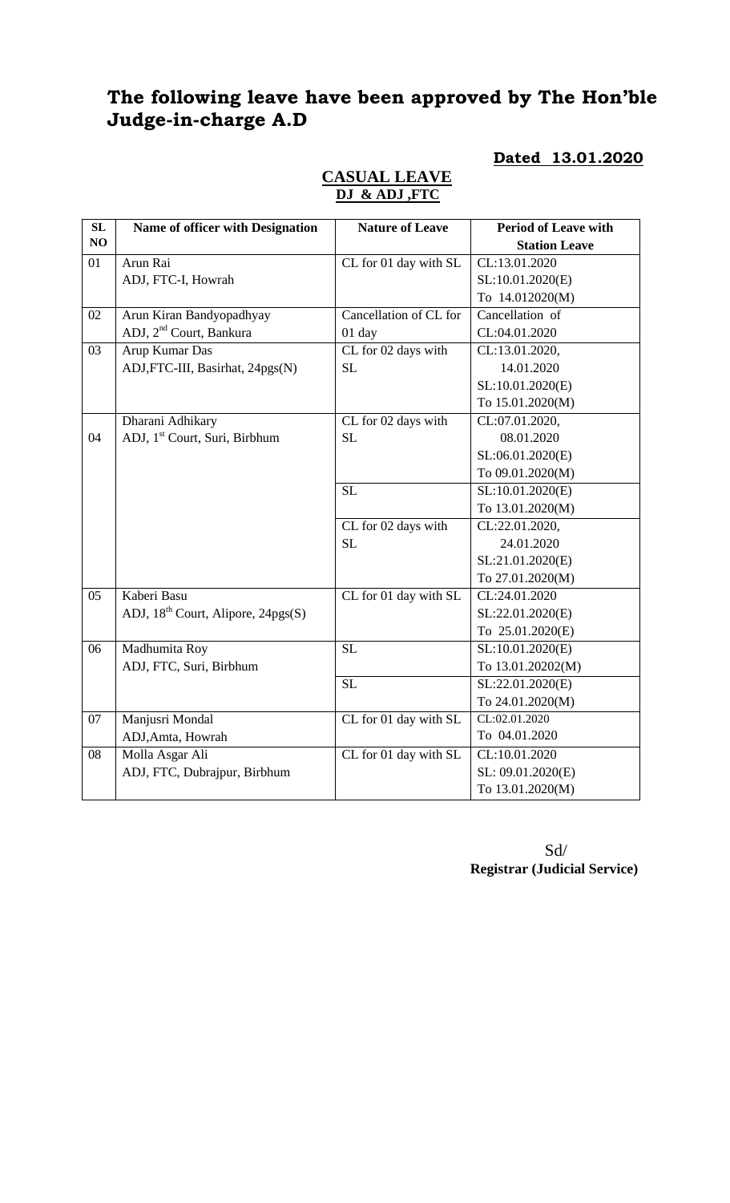# The following leave have been approved by The Hon'ble Judge-in-charge A.D

**Dated 13.01.2020**

**CASUAL LEAVE**
**DJ & ADJ ,FTC**

| SL NO | Name of officer with Designation | Nature of Leave | Period of Leave with Station Leave |
|---|---|---|---|
| 01 | Arun Rai<br>ADJ, FTC-I, Howrah | CL for 01 day with SL | CL:13.01.2020<br>SL:10.01.2020(E)<br>To 14.012020(M) |
| 02 | Arun Kiran Bandyopadhyay<br>ADJ, 2nd Court, Bankura | Cancellation of CL for 01 day | Cancellation of CL:04.01.2020 |
| 03 | Arup Kumar Das<br>ADJ,FTC-III, Basirhat, 24pgs(N) | CL for 02 days with SL | CL:13.01.2020, 14.01.2020<br>SL:10.01.2020(E)<br>To 15.01.2020(M) |
| 04 | Dharani Adhikary<br>ADJ, 1st Court, Suri, Birbhum | CL for 02 days with SL | CL:07.01.2020, 08.01.2020<br>SL:06.01.2020(E)<br>To 09.01.2020(M) |
| | | SL | SL:10.01.2020(E)<br>To 13.01.2020(M) |
| | | CL for 02 days with SL | CL:22.01.2020, 24.01.2020<br>SL:21.01.2020(E)<br>To 27.01.2020(M) |
| 05 | Kaberi Basu<br>ADJ, 18th Court, Alipore, 24pgs(S) | CL for 01 day with SL | CL:24.01.2020<br>SL:22.01.2020(E)<br>To 25.01.2020(E) |
| 06 | Madhumita Roy<br>ADJ, FTC, Suri, Birbhum | SL | SL:10.01.2020(E)<br>To 13.01.20202(M) |
| | | SL | SL:22.01.2020(E)<br>To 24.01.2020(M) |
| 07 | Manjusri Mondal<br>ADJ,Amta, Howrah | CL for 01 day with SL | CL:02.01.2020<br>To 04.01.2020 |
| 08 | Molla Asgar Ali<br>ADJ, FTC, Dubrajpur, Birbhum | CL for 01 day with SL | CL:10.01.2020<br>SL: 09.01.2020(E)<br>To 13.01.2020(M) |

Sd/
**Registrar (Judicial Service)**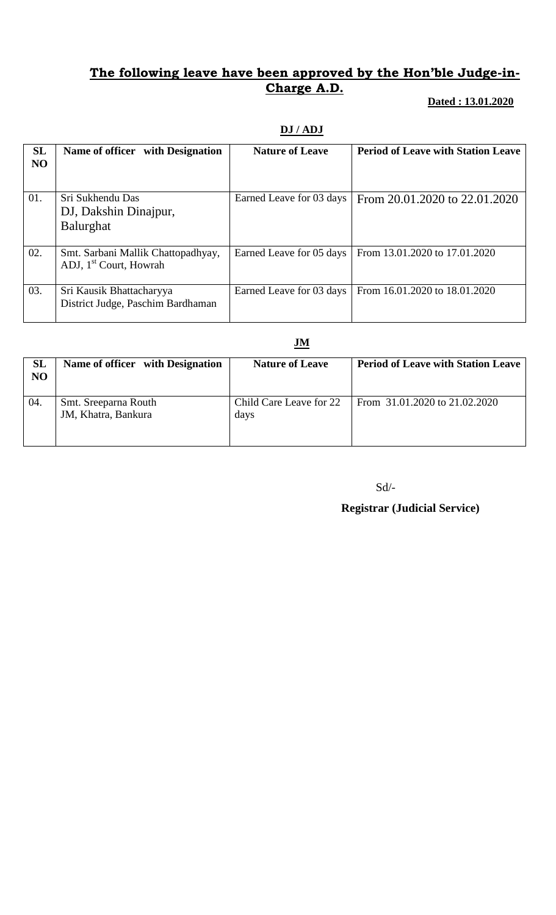## **The following leave have been approved by the Hon'ble Judge-in-Charge A.D.**

**Dated : 13.01.2020**

**DJ / ADJ**

| SL NO | Name of officer with Designation | Nature of Leave | Period of Leave with Station Leave |
|---|---|---|---|
| 01. | Sri Sukhendu Das<br>DJ, Dakshin Dinajpur, Balurghat | Earned Leave for 03 days | From 20.01.2020 to 22.01.2020 |
| 02. | Smt. Sarbani Mallik Chattopadhyay, ADJ, 1st Court, Howrah | Earned Leave for 05 days | From 13.01.2020 to 17.01.2020 |
| 03. | Sri Kausik Bhattacharyya<br>District Judge, Paschim Bardhaman | Earned Leave for 03 days | From 16.01.2020 to 18.01.2020 |

**JM**

| SL NO | Name of officer with Designation | Nature of Leave | Period of Leave with Station Leave |
|---|---|---|---|
| 04. | Smt. Sreeparna Routh<br>JM, Khatra, Bankura | Child Care Leave for 22 days | From 31.01.2020 to 21.02.2020 |

Sd/-

**Registrar (Judicial Service)**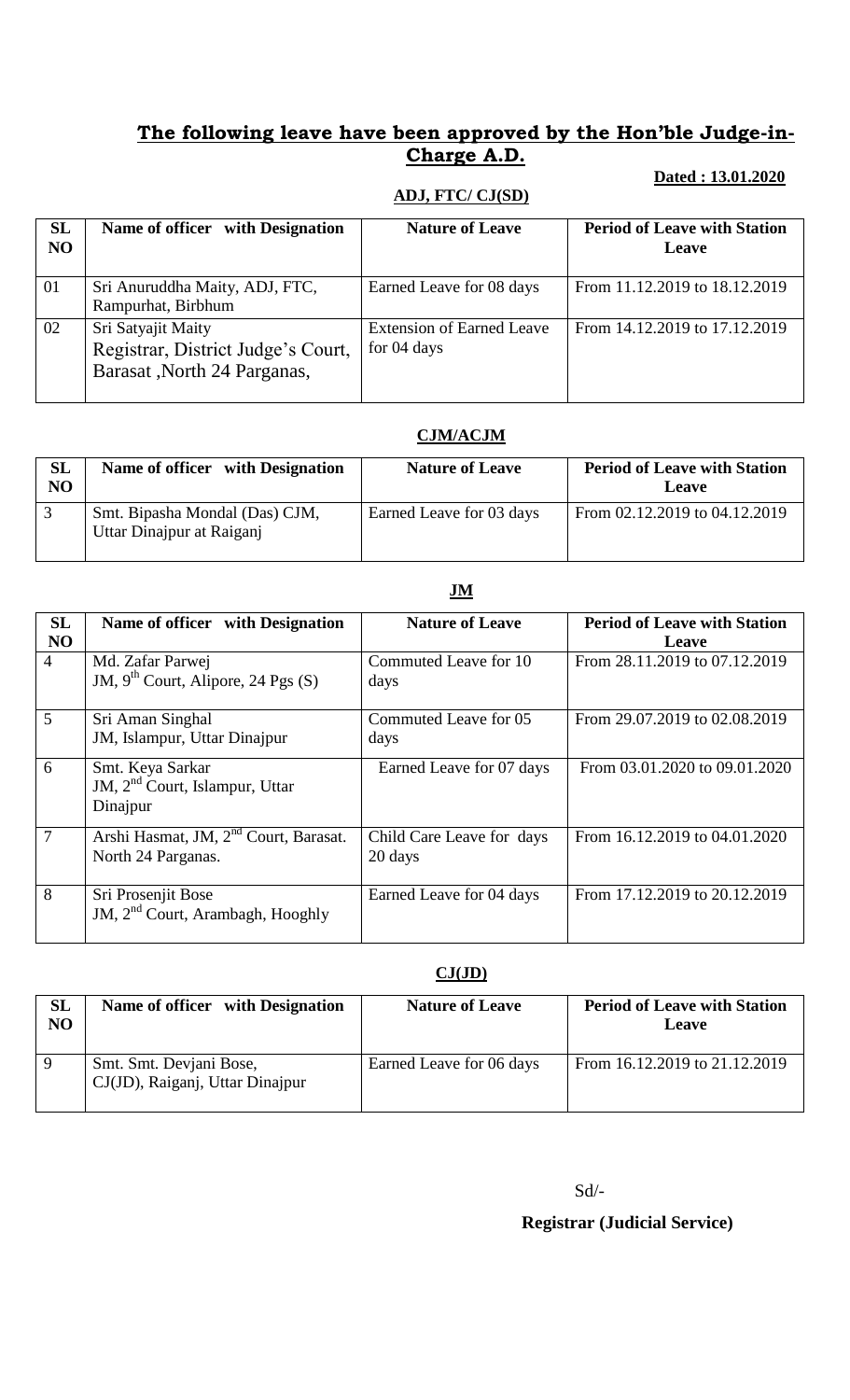## **The following leave have been approved by the Hon'ble Judge-in-Charge A.D.**

**Dated : 13.01.2020**

**ADJ, FTC/ CJ(SD)**

| SL NO | Name of officer with Designation | Nature of Leave | Period of Leave with Station Leave |
|---|---|---|---|
| 01 | Sri Anuruddha Maity, ADJ, FTC, Rampurhat, Birbhum | Earned Leave for 08 days | From 11.12.2019 to 18.12.2019 |
| 02 | Sri Satyajit Maity Registrar, District Judge's Court, Barasat ,North 24 Parganas, | Extension of Earned Leave for 04 days | From 14.12.2019 to 17.12.2019 |

**CJM/ACJM**

| SL NO | Name of officer with Designation | Nature of Leave | Period of Leave with Station Leave |
|---|---|---|---|
| 3 | Smt. Bipasha Mondal (Das) CJM, Uttar Dinajpur at Raiganj | Earned Leave for 03 days | From 02.12.2019 to 04.12.2019 |

**JM**

| SL NO | Name of officer with Designation | Nature of Leave | Period of Leave with Station Leave |
|---|---|---|---|
| 4 | Md. Zafar Parwej JM, 9th Court, Alipore, 24 Pgs (S) | Commuted Leave for 10 days | From 28.11.2019 to 07.12.2019 |
| 5 | Sri Aman Singhal JM, Islampur, Uttar Dinajpur | Commuted Leave for 05 days | From 29.07.2019 to 02.08.2019 |
| 6 | Smt. Keya Sarkar JM, 2nd Court, Islampur, Uttar Dinajpur | Earned Leave for 07 days | From 03.01.2020 to 09.01.2020 |
| 7 | Arshi Hasmat, JM, 2nd Court, Barasat. North 24 Parganas. | Child Care Leave for days 20 days | From 16.12.2019 to 04.01.2020 |
| 8 | Sri Prosenjit Bose JM, 2nd Court, Arambagh, Hooghly | Earned Leave for 04 days | From 17.12.2019 to 20.12.2019 |

**CJ(JD)**

| SL NO | Name of officer with Designation | Nature of Leave | Period of Leave with Station Leave |
|---|---|---|---|
| 9 | Smt. Smt. Devjani Bose, CJ(JD), Raiganj, Uttar Dinajpur | Earned Leave for 06 days | From 16.12.2019 to 21.12.2019 |

Sd/-

**Registrar (Judicial Service)**